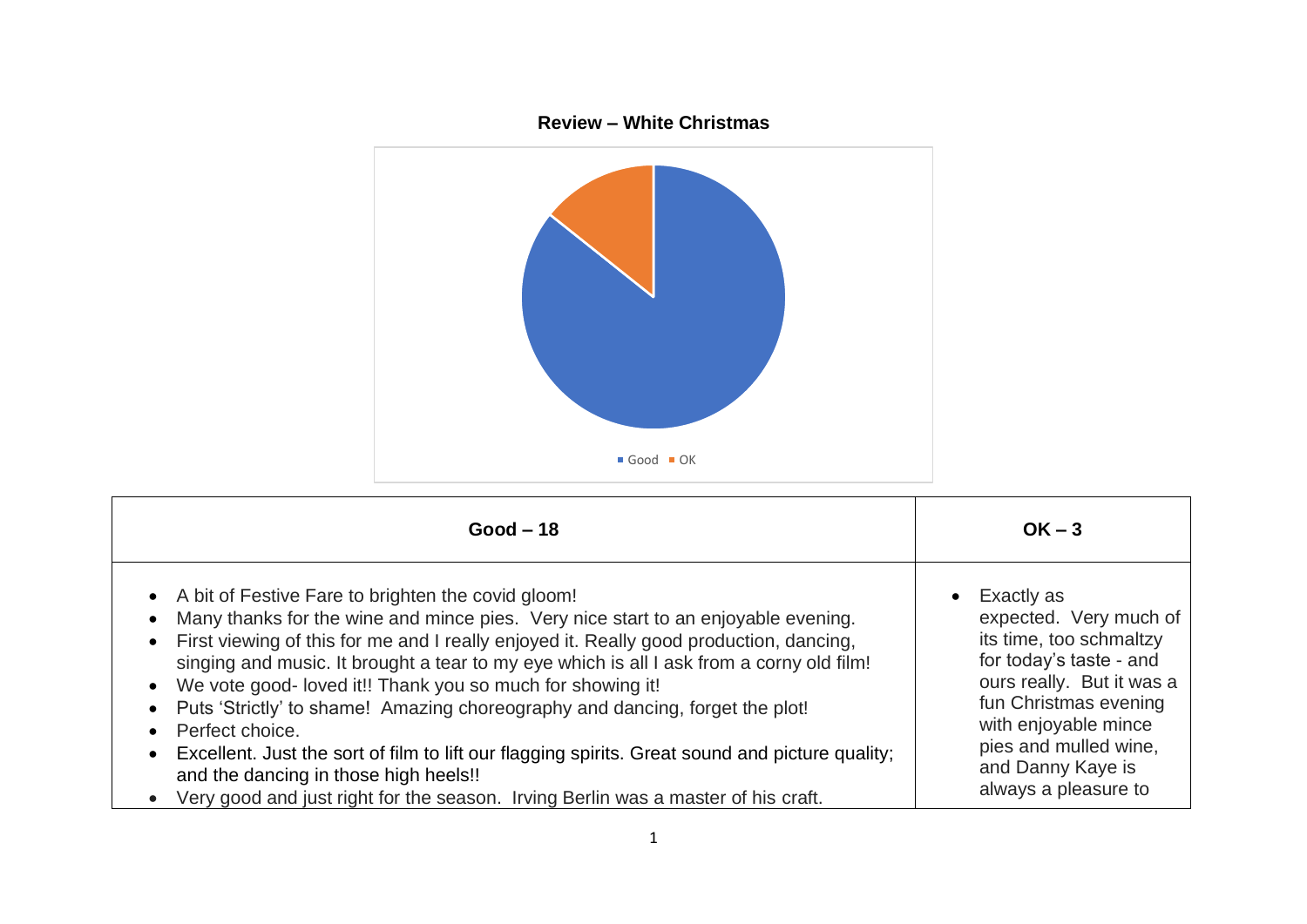**Review – White Christmas**

Good  OK

| Good – 18 | OK – 3 |
|---|---|
| • A bit of Festive Fare to brighten the covid gloom!<br>• Many thanks for the wine and mince pies. Very nice start to an enjoyable evening.<br>• First viewing of this for me and I really enjoyed it. Really good production, dancing, singing and music. It brought a tear to my eye which is all I ask from a corny old film!<br>• We vote good- loved it!! Thank you so much for showing it!<br>• Puts 'Strictly' to shame! Amazing choreography and dancing, forget the plot!<br>• Perfect choice.<br>• Excellent. Just the sort of film to lift our flagging spirits. Great sound and picture quality; and the dancing in those high heels!!<br>• Very good and just right for the season. Irving Berlin was a master of his craft. | • Exactly as expected. Very much of its time, too schmaltzy for today's taste - and ours really. But it was a fun Christmas evening with enjoyable mince pies and mulled wine, and Danny Kaye is always a pleasure to |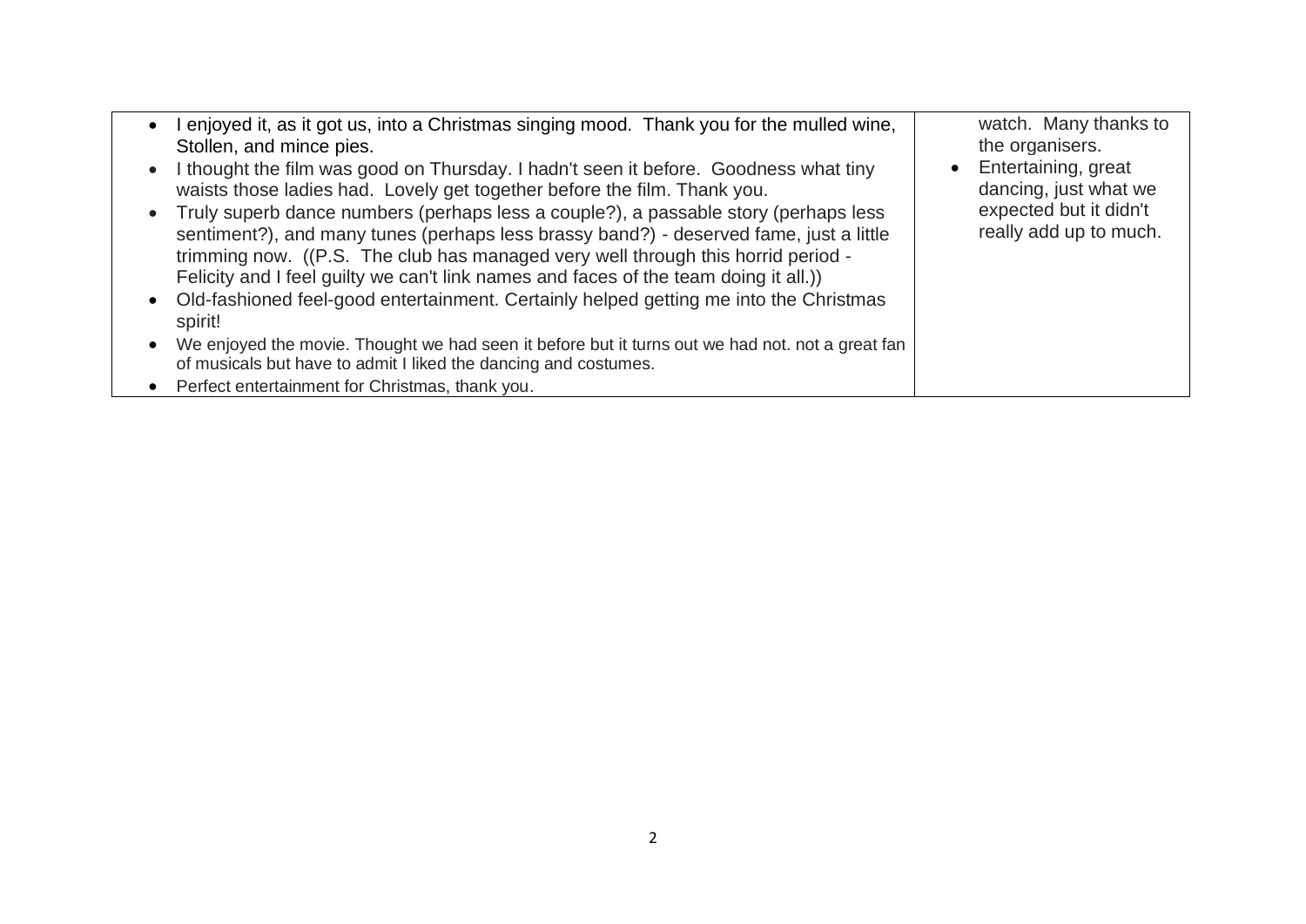| | |
|---|---|
| • I enjoyed it, as it got us, into a Christmas singing mood. Thank you for the mulled wine, Stollen, and mince pies.<br>• I thought the film was good on Thursday. I hadn't seen it before. Goodness what tiny waists those ladies had. Lovely get together before the film. Thank you.<br>• Truly superb dance numbers (perhaps less a couple?), a passable story (perhaps less sentiment?), and many tunes (perhaps less brassy band?) - deserved fame, just a little trimming now. ((P.S. The club has managed very well through this horrid period - Felicity and I feel guilty we can't link names and faces of the team doing it all.))<br>• Old-fashioned feel-good entertainment. Certainly helped getting me into the Christmas spirit!<br>• We enjoyed the movie. Thought we had seen it before but it turns out we had not. not a great fan of musicals but have to admit I liked the dancing and costumes.<br>• Perfect entertainment for Christmas, thank you. | watch. Many thanks to the organisers.<br>• Entertaining, great dancing, just what we expected but it didn't really add up to much. |